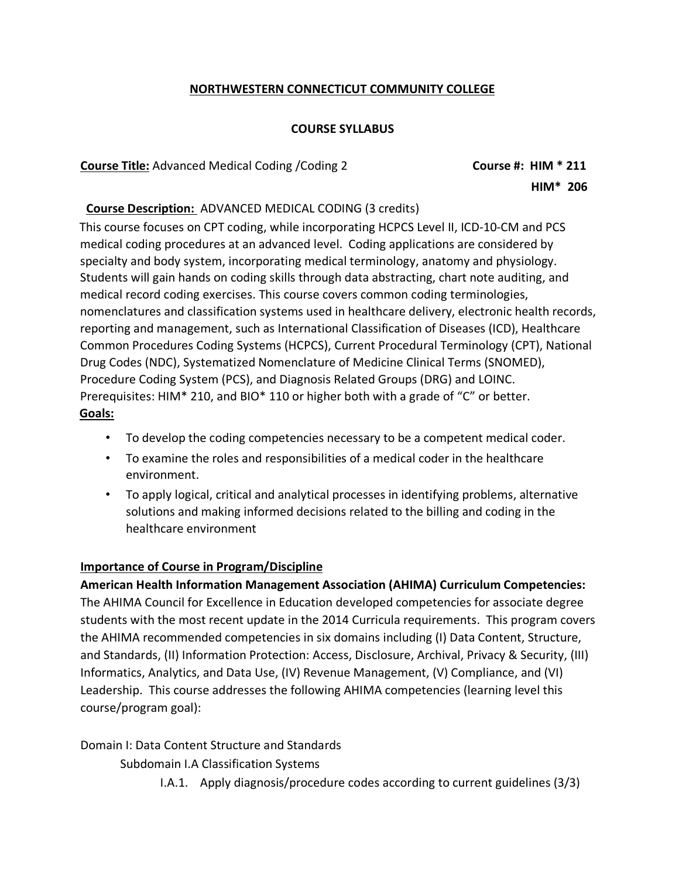# NORTHWESTERN CONNECTICUT COMMUNITY COLLEGE

## COURSE SYLLABUS

**Course Title:** Advanced Medical Coding /Coding 2 **Course #: HIM * 211**
**HIM* 206**

**Course Description:** ADVANCED MEDICAL CODING (3 credits)

This course focuses on CPT coding, while incorporating HCPCS Level II, ICD-10-CM and PCS medical coding procedures at an advanced level. Coding applications are considered by specialty and body system, incorporating medical terminology, anatomy and physiology. Students will gain hands on coding skills through data abstracting, chart note auditing, and medical record coding exercises. This course covers common coding terminologies, nomenclatures and classification systems used in healthcare delivery, electronic health records, reporting and management, such as International Classification of Diseases (ICD), Healthcare Common Procedures Coding Systems (HCPCS), Current Procedural Terminology (CPT), National Drug Codes (NDC), Systematized Nomenclature of Medicine Clinical Terms (SNOMED), Procedure Coding System (PCS), and Diagnosis Related Groups (DRG) and LOINC. Prerequisites: HIM* 210, and BIO* 110 or higher both with a grade of "C" or better.

**Goals:**

- To develop the coding competencies necessary to be a competent medical coder.
- To examine the roles and responsibilities of a medical coder in the healthcare environment.
- To apply logical, critical and analytical processes in identifying problems, alternative solutions and making informed decisions related to the billing and coding in the healthcare environment

**Importance of Course in Program/Discipline**

**American Health Information Management Association (AHIMA) Curriculum Competencies:**
The AHIMA Council for Excellence in Education developed competencies for associate degree students with the most recent update in the 2014 Curricula requirements. This program covers the AHIMA recommended competencies in six domains including (I) Data Content, Structure, and Standards, (II) Information Protection: Access, Disclosure, Archival, Privacy & Security, (III) Informatics, Analytics, and Data Use, (IV) Revenue Management, (V) Compliance, and (VI) Leadership. This course addresses the following AHIMA competencies (learning level this course/program goal):

Domain I: Data Content Structure and Standards

Subdomain I.A Classification Systems

I.A.1. Apply diagnosis/procedure codes according to current guidelines (3/3)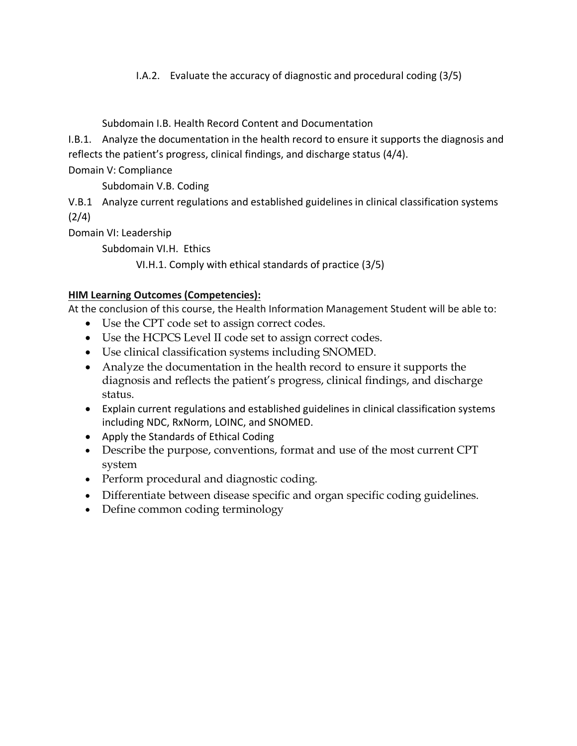I.A.2. Evaluate the accuracy of diagnostic and procedural coding (3/5)

Subdomain I.B. Health Record Content and Documentation

I.B.1. Analyze the documentation in the health record to ensure it supports the diagnosis and reflects the patient's progress, clinical findings, and discharge status (4/4).

Domain V: Compliance

Subdomain V.B. Coding

V.B.1 Analyze current regulations and established guidelines in clinical classification systems (2/4)

Domain VI: Leadership

Subdomain VI.H. Ethics

VI.H.1. Comply with ethical standards of practice (3/5)

**HIM Learning Outcomes (Competencies):**

At the conclusion of this course, the Health Information Management Student will be able to:

- Use the CPT code set to assign correct codes.
- Use the HCPCS Level II code set to assign correct codes.
- Use clinical classification systems including SNOMED.
- Analyze the documentation in the health record to ensure it supports the diagnosis and reflects the patient's progress, clinical findings, and discharge status.
- Explain current regulations and established guidelines in clinical classification systems including NDC, RxNorm, LOINC, and SNOMED.
- Apply the Standards of Ethical Coding
- Describe the purpose, conventions, format and use of the most current CPT system
- Perform procedural and diagnostic coding.
- Differentiate between disease specific and organ specific coding guidelines.
- Define common coding terminology